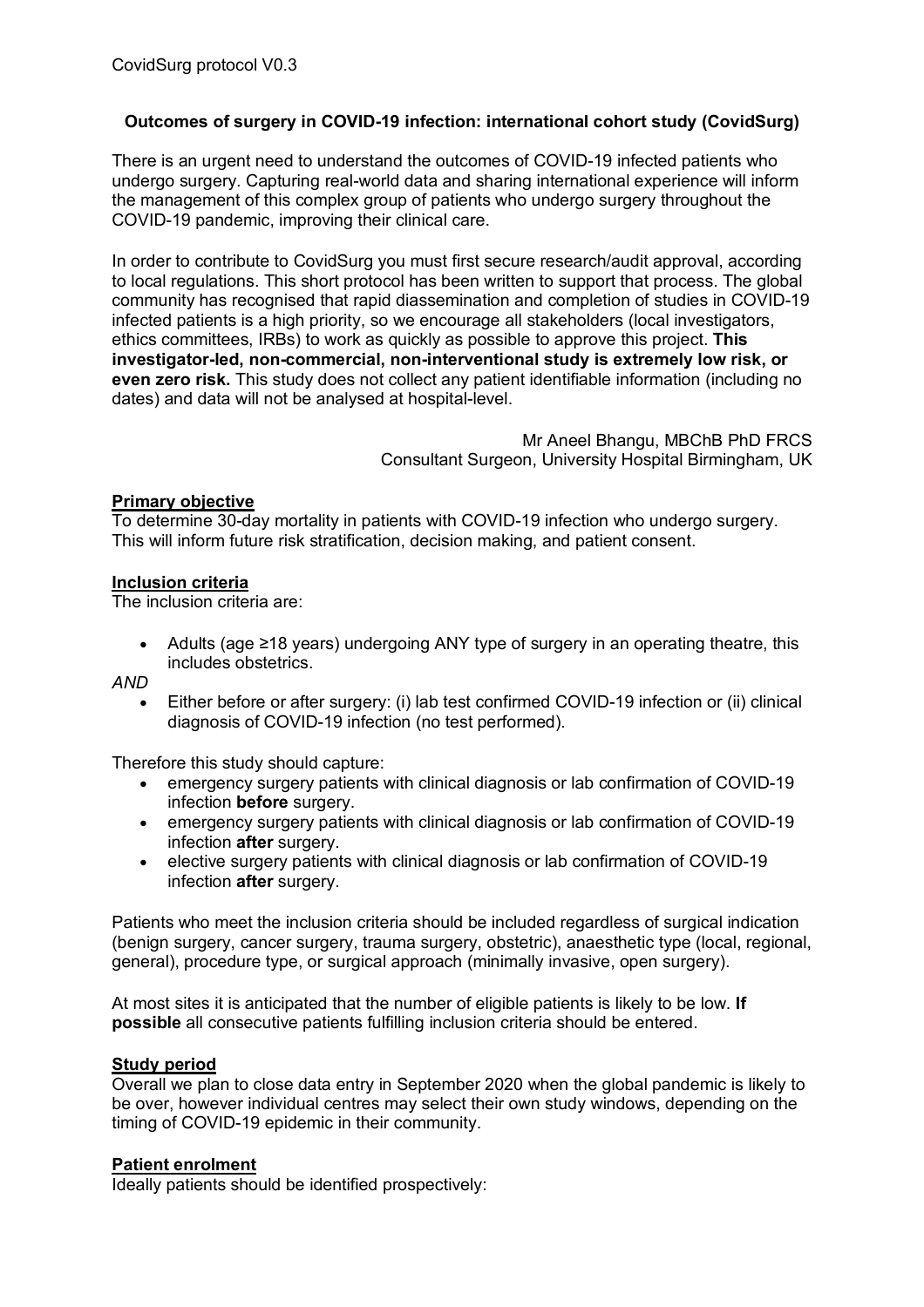CovidSurg protocol V0.3

## Outcomes of surgery in COVID-19 infection: international cohort study (CovidSurg)

There is an urgent need to understand the outcomes of COVID-19 infected patients who undergo surgery. Capturing real-world data and sharing international experience will inform the management of this complex group of patients who undergo surgery throughout the COVID-19 pandemic, improving their clinical care.

In order to contribute to CovidSurg you must first secure research/audit approval, according to local regulations. This short protocol has been written to support that process. The global community has recognised that rapid diassemination and completion of studies in COVID-19 infected patients is a high priority, so we encourage all stakeholders (local investigators, ethics committees, IRBs) to work as quickly as possible to approve this project. **This investigator-led, non-commercial, non-interventional study is extremely low risk, or even zero risk.** This study does not collect any patient identifiable information (including no dates) and data will not be analysed at hospital-level.

Mr Aneel Bhangu, MBChB PhD FRCS
Consultant Surgeon, University Hospital Birmingham, UK

### Primary objective

To determine 30-day mortality in patients with COVID-19 infection who undergo surgery. This will inform future risk stratification, decision making, and patient consent.

### Inclusion criteria

The inclusion criteria are:

- Adults (age ≥18 years) undergoing ANY type of surgery in an operating theatre, this includes obstetrics.

*AND*

- Either before or after surgery: (i) lab test confirmed COVID-19 infection or (ii) clinical diagnosis of COVID-19 infection (no test performed).

Therefore this study should capture:

- emergency surgery patients with clinical diagnosis or lab confirmation of COVID-19 infection **before** surgery.
- emergency surgery patients with clinical diagnosis or lab confirmation of COVID-19 infection **after** surgery.
- elective surgery patients with clinical diagnosis or lab confirmation of COVID-19 infection **after** surgery.

Patients who meet the inclusion criteria should be included regardless of surgical indication (benign surgery, cancer surgery, trauma surgery, obstetric), anaesthetic type (local, regional, general), procedure type, or surgical approach (minimally invasive, open surgery).

At most sites it is anticipated that the number of eligible patients is likely to be low. **If possible** all consecutive patients fulfilling inclusion criteria should be entered.

### Study period

Overall we plan to close data entry in September 2020 when the global pandemic is likely to be over, however individual centres may select their own study windows, depending on the timing of COVID-19 epidemic in their community.

### Patient enrolment

Ideally patients should be identified prospectively: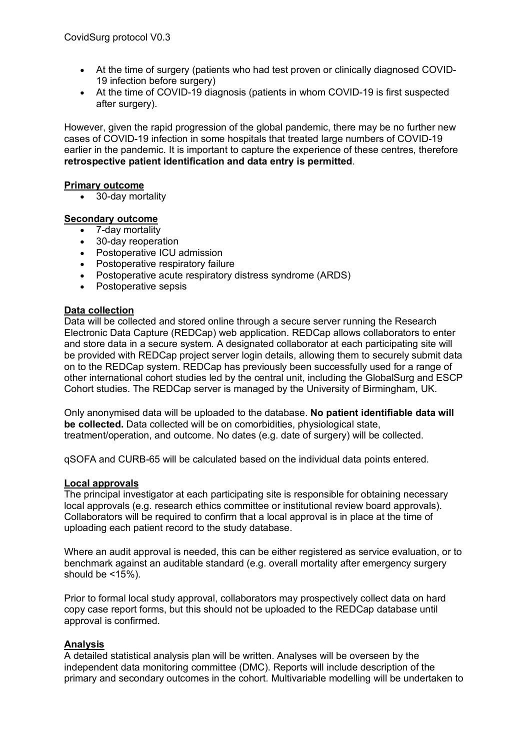- At the time of surgery (patients who had test proven or clinically diagnosed COVID-19 infection before surgery)
- At the time of COVID-19 diagnosis (patients in whom COVID-19 is first suspected after surgery).

However, given the rapid progression of the global pandemic, there may be no further new cases of COVID-19 infection in some hospitals that treated large numbers of COVID-19 earlier in the pandemic. It is important to capture the experience of these centres, therefore **retrospective patient identification and data entry is permitted**.

## Primary outcome

- 30-day mortality

## Secondary outcome

- 7-day mortality
- 30-day reoperation
- Postoperative ICU admission
- Postoperative respiratory failure
- Postoperative acute respiratory distress syndrome (ARDS)
- Postoperative sepsis

## Data collection

Data will be collected and stored online through a secure server running the Research Electronic Data Capture (REDCap) web application. REDCap allows collaborators to enter and store data in a secure system. A designated collaborator at each participating site will be provided with REDCap project server login details, allowing them to securely submit data on to the REDCap system. REDCap has previously been successfully used for a range of other international cohort studies led by the central unit, including the GlobalSurg and ESCP Cohort studies. The REDCap server is managed by the University of Birmingham, UK.

Only anonymised data will be uploaded to the database. **No patient identifiable data will be collected.** Data collected will be on comorbidities, physiological state, treatment/operation, and outcome. No dates (e.g. date of surgery) will be collected.

qSOFA and CURB-65 will be calculated based on the individual data points entered.

## Local approvals

The principal investigator at each participating site is responsible for obtaining necessary local approvals (e.g. research ethics committee or institutional review board approvals). Collaborators will be required to confirm that a local approval is in place at the time of uploading each patient record to the study database.

Where an audit approval is needed, this can be either registered as service evaluation, or to benchmark against an auditable standard (e.g. overall mortality after emergency surgery should be <15%).

Prior to formal local study approval, collaborators may prospectively collect data on hard copy case report forms, but this should not be uploaded to the REDCap database until approval is confirmed.

## Analysis

A detailed statistical analysis plan will be written. Analyses will be overseen by the independent data monitoring committee (DMC). Reports will include description of the primary and secondary outcomes in the cohort. Multivariable modelling will be undertaken to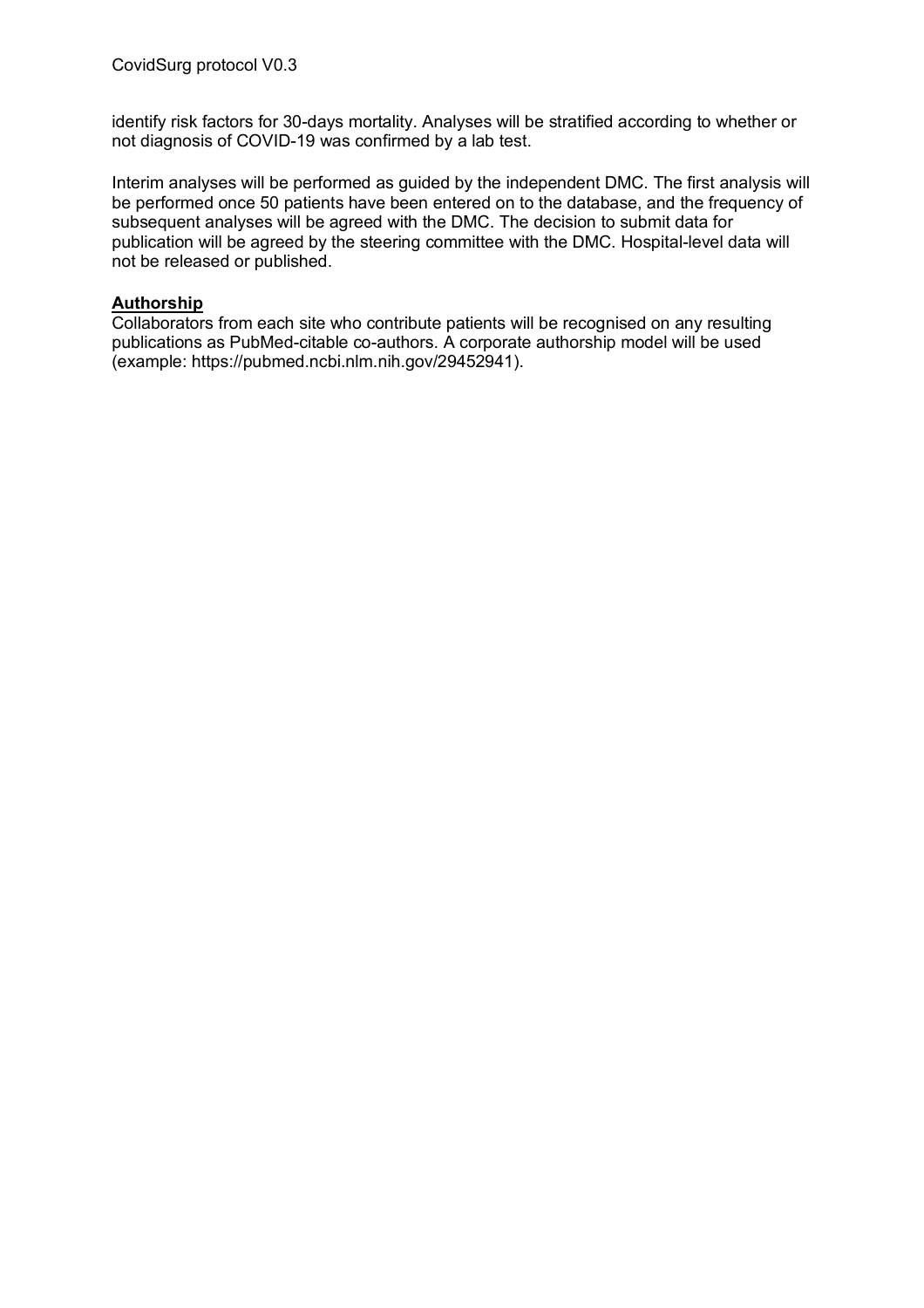identify risk factors for 30-days mortality. Analyses will be stratified according to whether or not diagnosis of COVID-19 was confirmed by a lab test.

Interim analyses will be performed as guided by the independent DMC. The first analysis will be performed once 50 patients have been entered on to the database, and the frequency of subsequent analyses will be agreed with the DMC. The decision to submit data for publication will be agreed by the steering committee with the DMC. Hospital-level data will not be released or published.

## Authorship

Collaborators from each site who contribute patients will be recognised on any resulting publications as PubMed-citable co-authors. A corporate authorship model will be used (example: https://pubmed.ncbi.nlm.nih.gov/29452941).